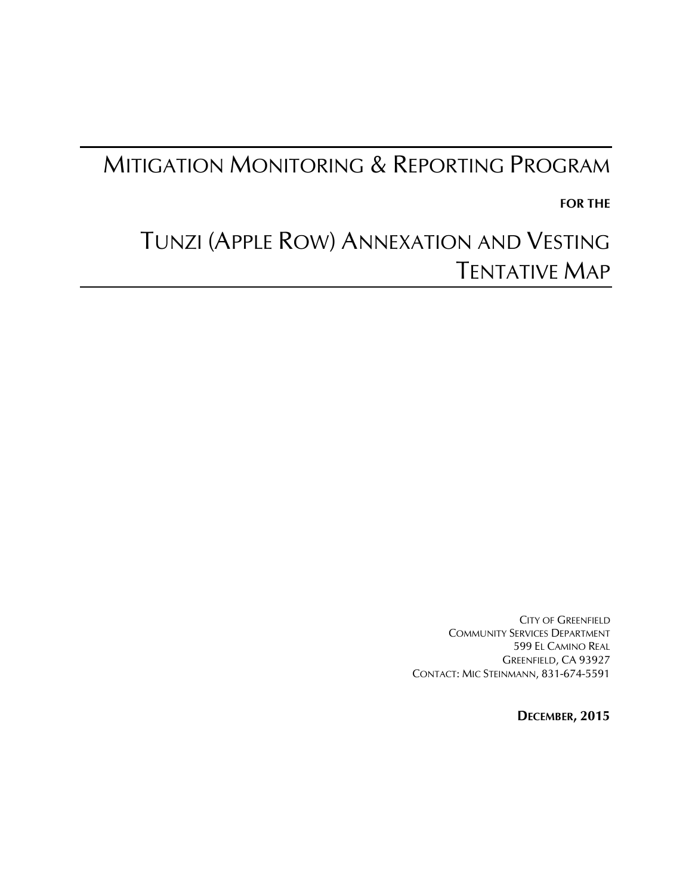# Mitigation Monitoring & Reporting Program

**for the**

# Tunzi (Apple Row) Annexation and Vesting Tentative Map

City of Greenfield
Community Services Department
599 El Camino Real
Greenfield, CA 93927
Contact: Mic Steinmann, 831-674-5591

**December, 2015**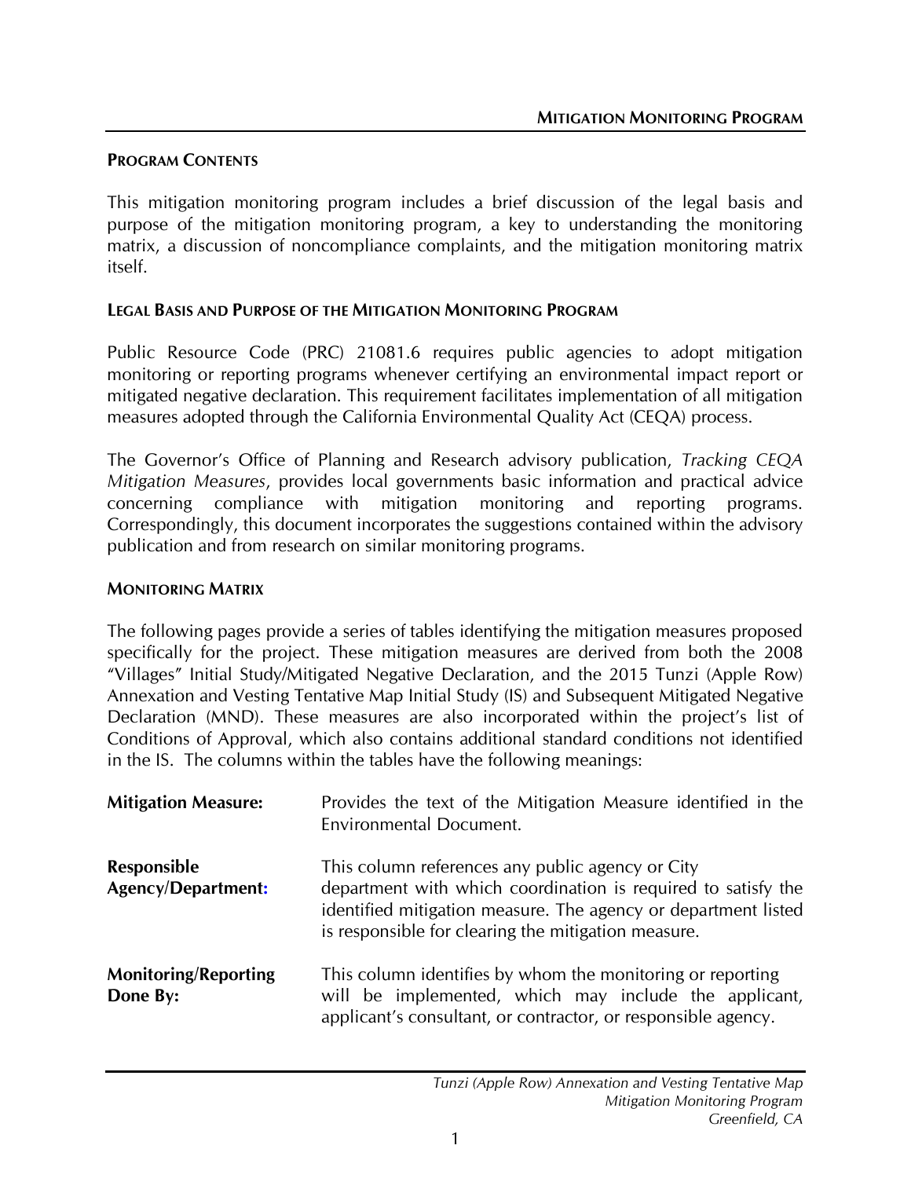## PROGRAM CONTENTS

This mitigation monitoring program includes a brief discussion of the legal basis and purpose of the mitigation monitoring program, a key to understanding the monitoring matrix, a discussion of noncompliance complaints, and the mitigation monitoring matrix itself.

## LEGAL BASIS AND PURPOSE OF THE MITIGATION MONITORING PROGRAM

Public Resource Code (PRC) 21081.6 requires public agencies to adopt mitigation monitoring or reporting programs whenever certifying an environmental impact report or mitigated negative declaration. This requirement facilitates implementation of all mitigation measures adopted through the California Environmental Quality Act (CEQA) process.

The Governor's Office of Planning and Research advisory publication, *Tracking CEQA Mitigation Measures*, provides local governments basic information and practical advice concerning compliance with mitigation monitoring and reporting programs. Correspondingly, this document incorporates the suggestions contained within the advisory publication and from research on similar monitoring programs.

## MONITORING MATRIX

The following pages provide a series of tables identifying the mitigation measures proposed specifically for the project. These mitigation measures are derived from both the 2008 "Villages" Initial Study/Mitigated Negative Declaration, and the 2015 Tunzi (Apple Row) Annexation and Vesting Tentative Map Initial Study (IS) and Subsequent Mitigated Negative Declaration (MND). These measures are also incorporated within the project's list of Conditions of Approval, which also contains additional standard conditions not identified in the IS. The columns within the tables have the following meanings:

**Mitigation Measure:** Provides the text of the Mitigation Measure identified in the Environmental Document.

**Responsible Agency/Department:** This column references any public agency or City department with which coordination is required to satisfy the identified mitigation measure. The agency or department listed is responsible for clearing the mitigation measure.

**Monitoring/Reporting Done By:** This column identifies by whom the monitoring or reporting will be implemented, which may include the applicant, applicant's consultant, or contractor, or responsible agency.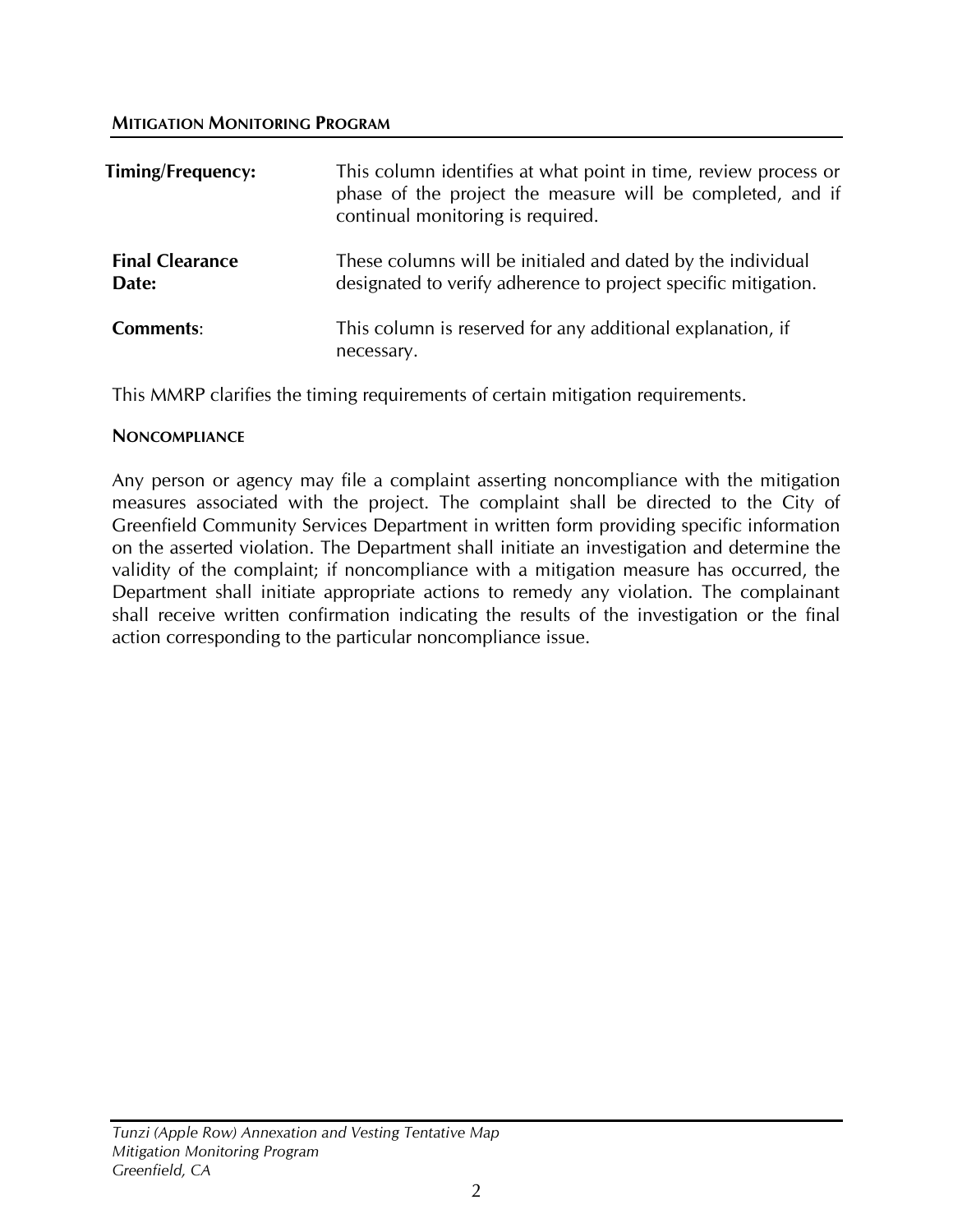**Timing/Frequency:** This column identifies at what point in time, review process or phase of the project the measure will be completed, and if continual monitoring is required.

**Final Clearance Date:** These columns will be initialed and dated by the individual designated to verify adherence to project specific mitigation.

**Comments**: This column is reserved for any additional explanation, if necessary.

This MMRP clarifies the timing requirements of certain mitigation requirements.

### NONCOMPLIANCE

Any person or agency may file a complaint asserting noncompliance with the mitigation measures associated with the project. The complaint shall be directed to the City of Greenfield Community Services Department in written form providing specific information on the asserted violation. The Department shall initiate an investigation and determine the validity of the complaint; if noncompliance with a mitigation measure has occurred, the Department shall initiate appropriate actions to remedy any violation. The complainant shall receive written confirmation indicating the results of the investigation or the final action corresponding to the particular noncompliance issue.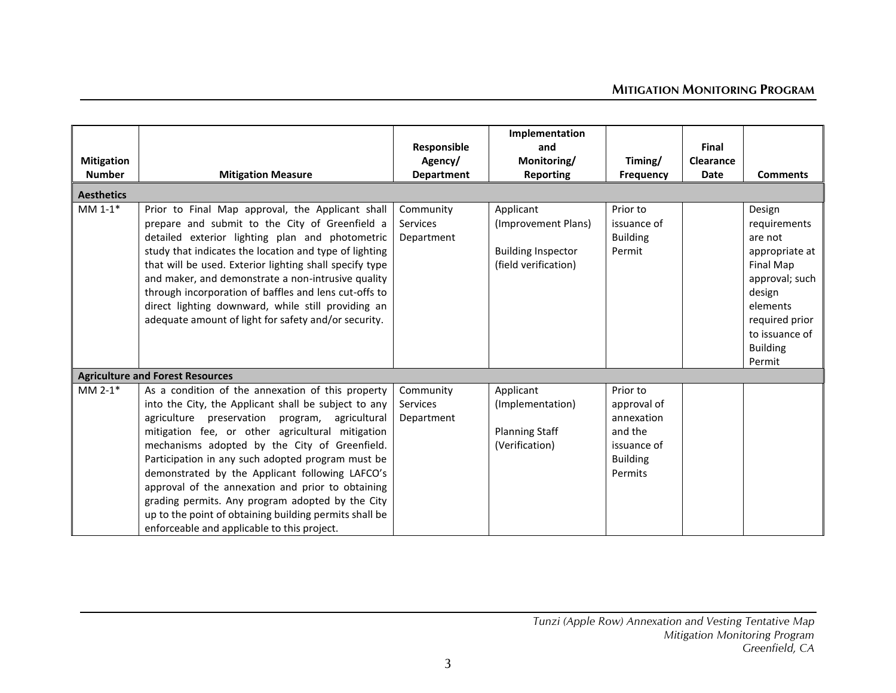| Mitigation Number | Mitigation Measure | Responsible Agency/ Department | Implementation and Monitoring/ Reporting | Timing/ Frequency | Final Clearance Date | Comments |
|---|---|---|---|---|---|---|
| **Aesthetics** | | | | | | |
| MM 1-1* | Prior to Final Map approval, the Applicant shall prepare and submit to the City of Greenfield a detailed exterior lighting plan and photometric study that indicates the location and type of lighting that will be used. Exterior lighting shall specify type and maker, and demonstrate a non-intrusive quality through incorporation of baffles and lens cut-offs to direct lighting downward, while still providing an adequate amount of light for safety and/or security. | Community Services Department | Applicant (Improvement Plans)<br><br>Building Inspector (field verification) | Prior to issuance of Building Permit | | Design requirements are not appropriate at Final Map approval; such design elements required prior to issuance of Building Permit |
| **Agriculture and Forest Resources** | | | | | | |
| MM 2-1* | As a condition of the annexation of this property into the City, the Applicant shall be subject to any agriculture preservation program, agricultural mitigation fee, or other agricultural mitigation mechanisms adopted by the City of Greenfield. Participation in any such adopted program must be demonstrated by the Applicant following LAFCO's approval of the annexation and prior to obtaining grading permits. Any program adopted by the City up to the point of obtaining building permits shall be enforceable and applicable to this project. | Community Services Department | Applicant (Implementation)<br><br>Planning Staff (Verification) | Prior to approval of annexation and the issuance of Building Permits | | |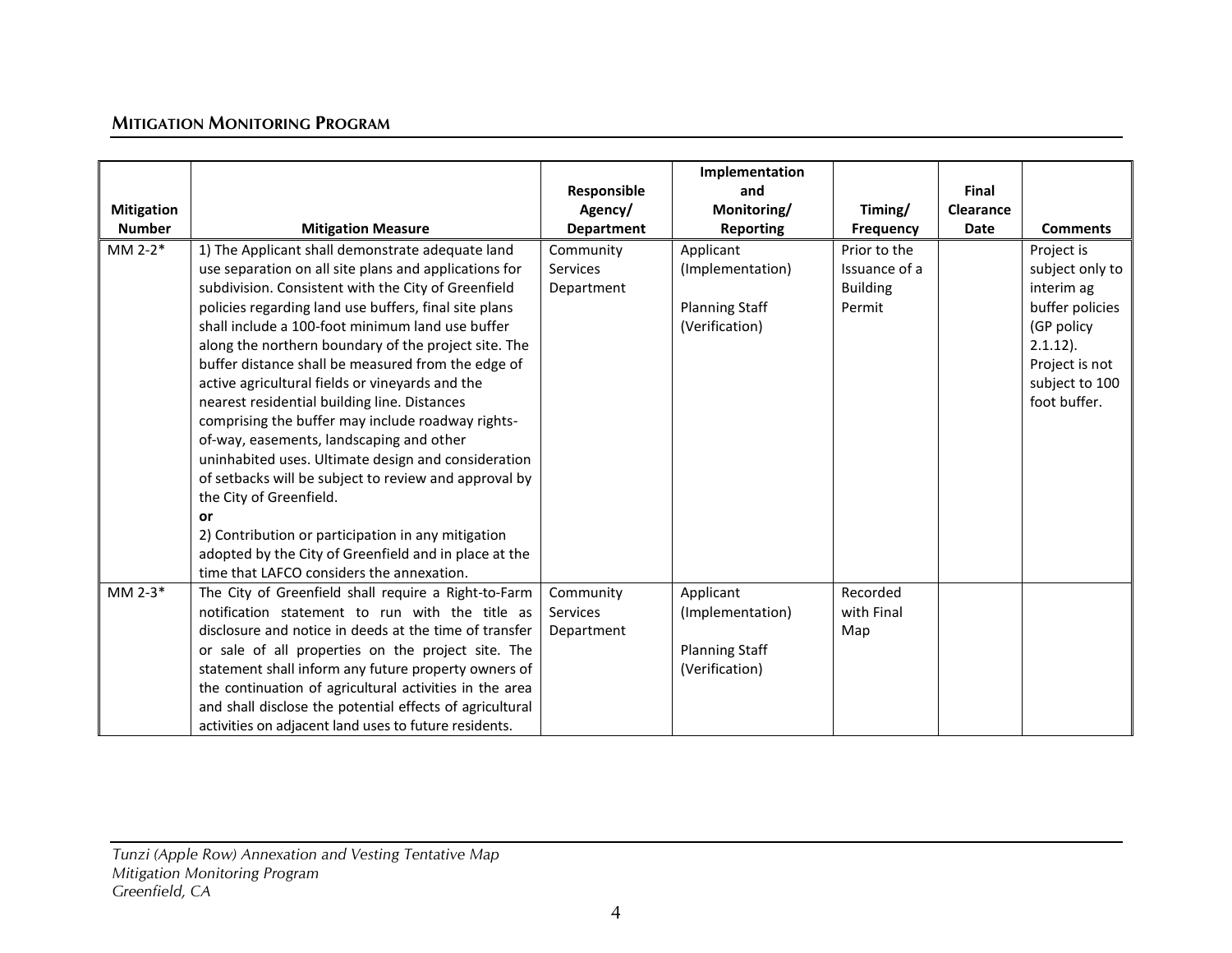| Mitigation Number | Mitigation Measure | Responsible Agency/ Department | Implementation and Monitoring/ Reporting | Timing/ Frequency | Final Clearance Date | Comments |
|---|---|---|---|---|---|---|
| MM 2-2* | 1) The Applicant shall demonstrate adequate land use separation on all site plans and applications for subdivision. Consistent with the City of Greenfield policies regarding land use buffers, final site plans shall include a 100-foot minimum land use buffer along the northern boundary of the project site. The buffer distance shall be measured from the edge of active agricultural fields or vineyards and the nearest residential building line. Distances comprising the buffer may include roadway rights-of-way, easements, landscaping and other uninhabited uses. Ultimate design and consideration of setbacks will be subject to review and approval by the City of Greenfield. **or** 2) Contribution or participation in any mitigation adopted by the City of Greenfield and in place at the time that LAFCO considers the annexation. | Community Services Department | Applicant (Implementation) Planning Staff (Verification) | Prior to the Issuance of a Building Permit | | Project is subject only to interim ag buffer policies (GP policy 2.1.12). Project is not subject to 100 foot buffer. |
| MM 2-3* | The City of Greenfield shall require a Right-to-Farm notification statement to run with the title as disclosure and notice in deeds at the time of transfer or sale of all properties on the project site. The statement shall inform any future property owners of the continuation of agricultural activities in the area and shall disclose the potential effects of agricultural activities on adjacent land uses to future residents. | Community Services Department | Applicant (Implementation) Planning Staff (Verification) | Recorded with Final Map | | |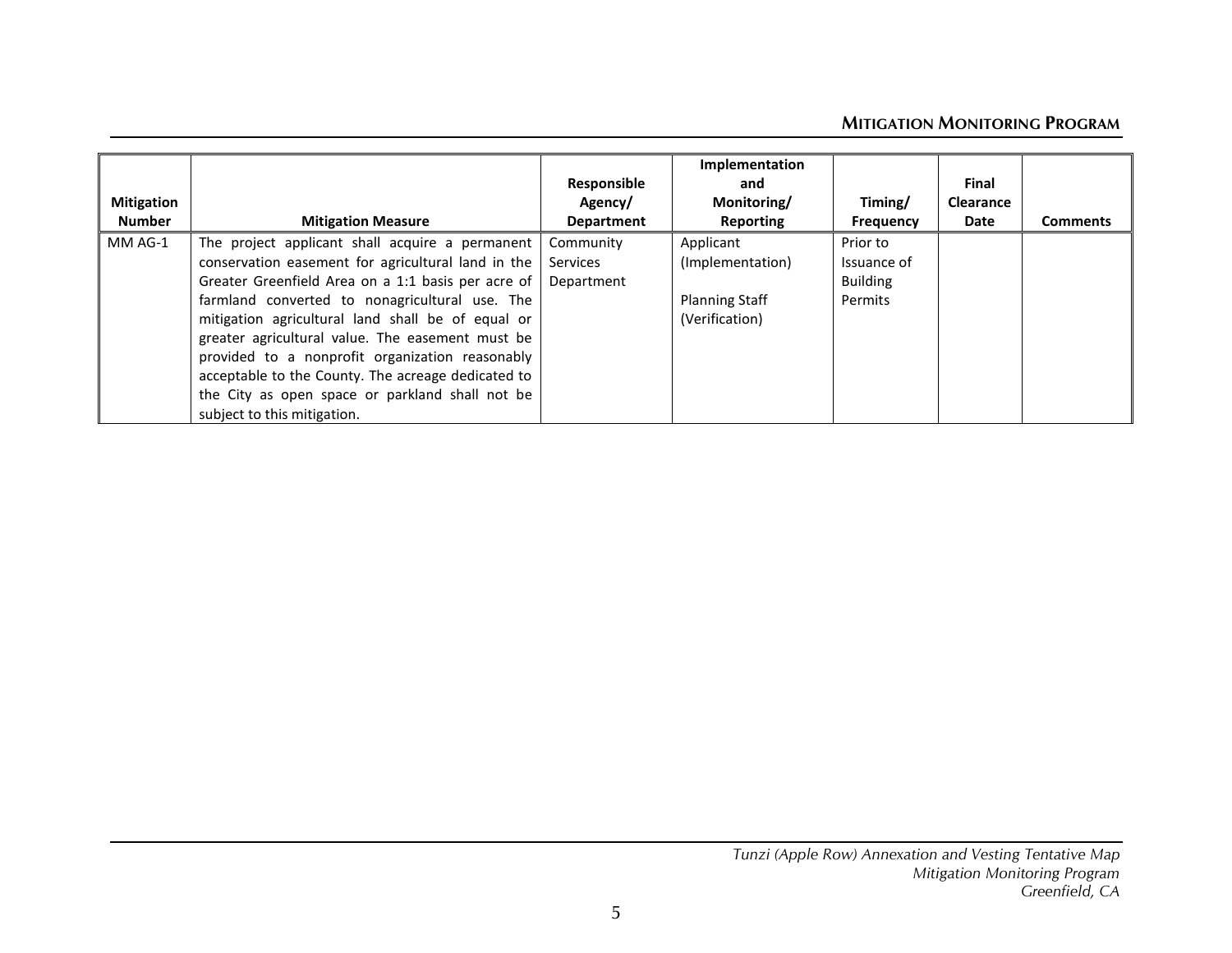| Mitigation Number | Mitigation Measure | Responsible Agency/ Department | Implementation and Monitoring/ Reporting | Timing/ Frequency | Final Clearance Date | Comments |
|---|---|---|---|---|---|---|
| MM AG-1 | The project applicant shall acquire a permanent conservation easement for agricultural land in the Greater Greenfield Area on a 1:1 basis per acre of farmland converted to nonagricultural use. The mitigation agricultural land shall be of equal or greater agricultural value. The easement must be provided to a nonprofit organization reasonably acceptable to the County. The acreage dedicated to the City as open space or parkland shall not be subject to this mitigation. | Community Services Department | Applicant (Implementation)<br><br>Planning Staff (Verification) | Prior to Issuance of Building Permits | | |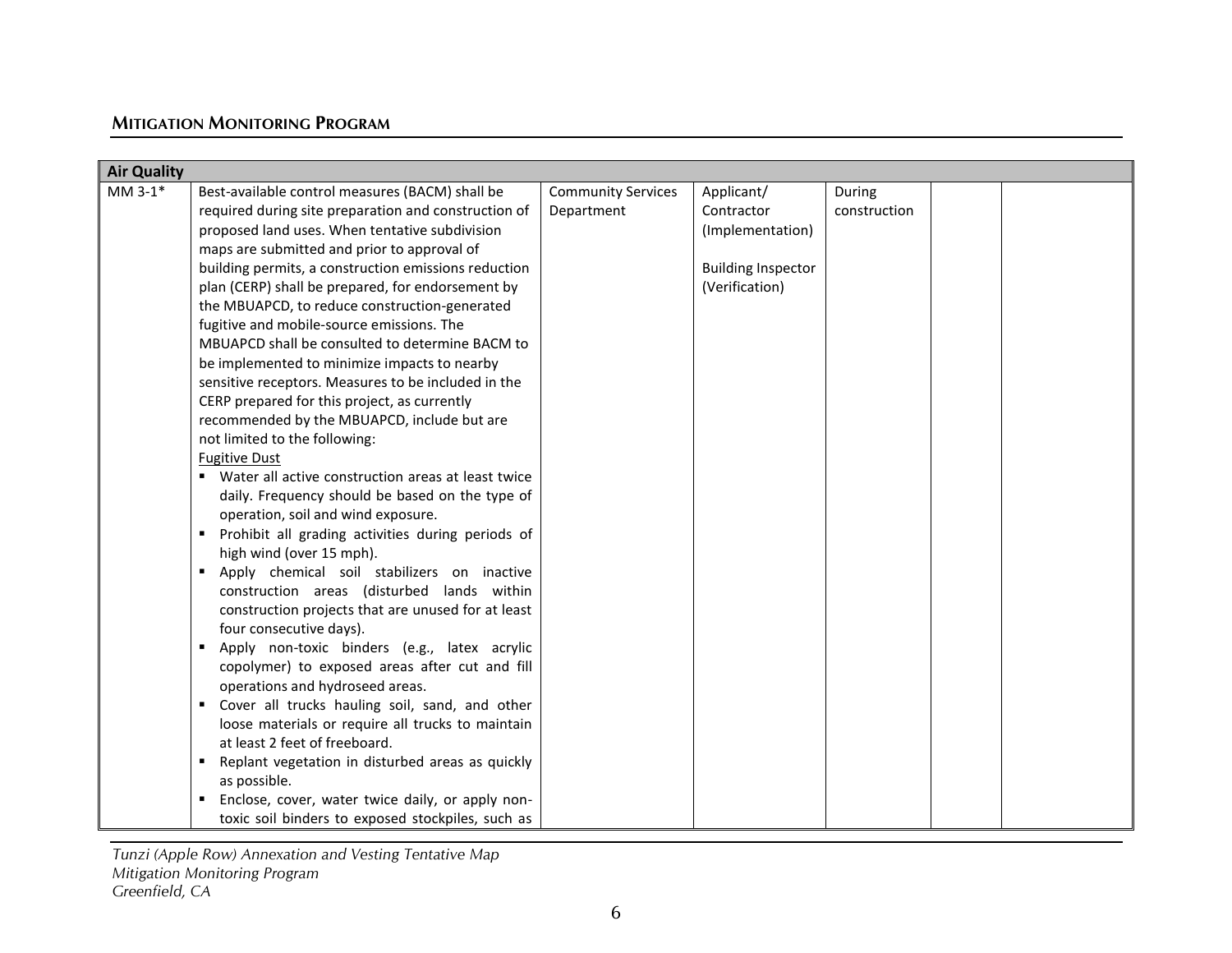## MITIGATION MONITORING PROGRAM

| Air Quality | | | | | | |
|---|---|---|---|---|---|---|
| MM 3-1* | Best-available control measures (BACM) shall be required during site preparation and construction of proposed land uses. When tentative subdivision maps are submitted and prior to approval of building permits, a construction emissions reduction plan (CERP) shall be prepared, for endorsement by the MBUAPCD, to reduce construction-generated fugitive and mobile-source emissions. The MBUAPCD shall be consulted to determine BACM to be implemented to minimize impacts to nearby sensitive receptors. Measures to be included in the CERP prepared for this project, as currently recommended by the MBUAPCD, include but are not limited to the following:<br><u>Fugitive Dust</u><br>▪ Water all active construction areas at least twice daily. Frequency should be based on the type of operation, soil and wind exposure.<br>▪ Prohibit all grading activities during periods of high wind (over 15 mph).<br>▪ Apply chemical soil stabilizers on inactive construction areas (disturbed lands within construction projects that are unused for at least four consecutive days).<br>▪ Apply non-toxic binders (e.g., latex acrylic copolymer) to exposed areas after cut and fill operations and hydroseed areas.<br>▪ Cover all trucks hauling soil, sand, and other loose materials or require all trucks to maintain at least 2 feet of freeboard.<br>▪ Replant vegetation in disturbed areas as quickly as possible.<br>▪ Enclose, cover, water twice daily, or apply non-toxic soil binders to exposed stockpiles, such as | Community Services Department | Applicant/ Contractor (Implementation)<br><br>Building Inspector (Verification) | During construction | | |

*Tunzi (Apple Row) Annexation and Vesting Tentative Map*
*Mitigation Monitoring Program*
*Greenfield, CA*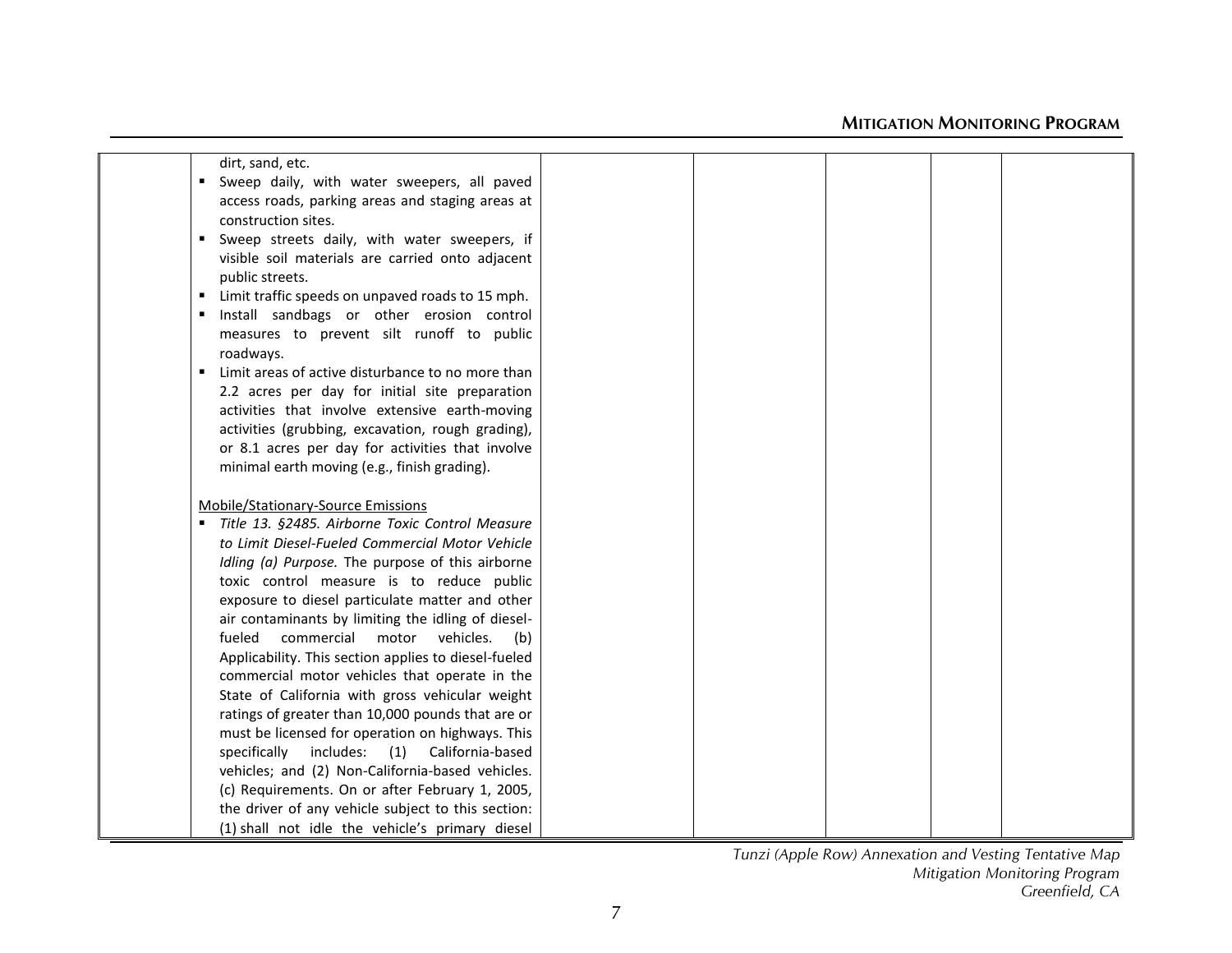|  | dirt, sand, etc.<br>▪ Sweep daily, with water sweepers, all paved access roads, parking areas and staging areas at construction sites.<br>▪ Sweep streets daily, with water sweepers, if visible soil materials are carried onto adjacent public streets.<br>▪ Limit traffic speeds on unpaved roads to 15 mph.<br>▪ Install sandbags or other erosion control measures to prevent silt runoff to public roadways.<br>▪ Limit areas of active disturbance to no more than 2.2 acres per day for initial site preparation activities that involve extensive earth-moving activities (grubbing, excavation, rough grading), or 8.1 acres per day for activities that involve minimal earth moving (e.g., finish grading).<br><br><u>Mobile/Stationary-Source Emissions</u><br>▪ *Title 13. §2485. Airborne Toxic Control Measure to Limit Diesel-Fueled Commercial Motor Vehicle Idling (a) Purpose.* The purpose of this airborne toxic control measure is to reduce public exposure to diesel particulate matter and other air contaminants by limiting the idling of diesel-fueled commercial motor vehicles. (b) Applicability. This section applies to diesel-fueled commercial motor vehicles that operate in the State of California with gross vehicular weight ratings of greater than 10,000 pounds that are or must be licensed for operation on highways. This specifically includes: (1) California-based vehicles; and (2) Non-California-based vehicles. (c) Requirements. On or after February 1, 2005, the driver of any vehicle subject to this section: (1) shall not idle the vehicle's primary diesel |  |  |  |  |  |
|---|---|---|---|---|---|---|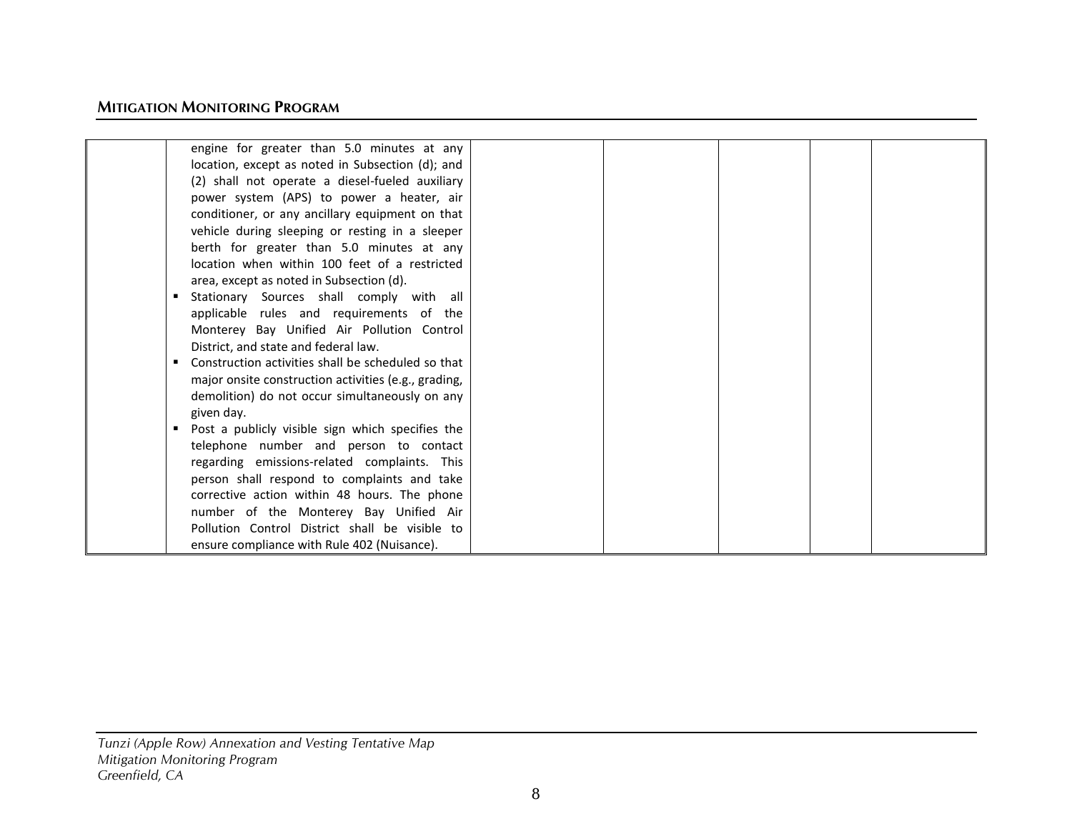| | | | | | |
|---|---|---|---|---|---|
| | engine for greater than 5.0 minutes at any location, except as noted in Subsection (d); and (2) shall not operate a diesel-fueled auxiliary power system (APS) to power a heater, air conditioner, or any ancillary equipment on that vehicle during sleeping or resting in a sleeper berth for greater than 5.0 minutes at any location when within 100 feet of a restricted area, except as noted in Subsection (d).<br>▪ Stationary Sources shall comply with all applicable rules and requirements of the Monterey Bay Unified Air Pollution Control District, and state and federal law.<br>▪ Construction activities shall be scheduled so that major onsite construction activities (e.g., grading, demolition) do not occur simultaneously on any given day.<br>▪ Post a publicly visible sign which specifies the telephone number and person to contact regarding emissions-related complaints. This person shall respond to complaints and take corrective action within 48 hours. The phone number of the Monterey Bay Unified Air Pollution Control District shall be visible to ensure compliance with Rule 402 (Nuisance). | | | | |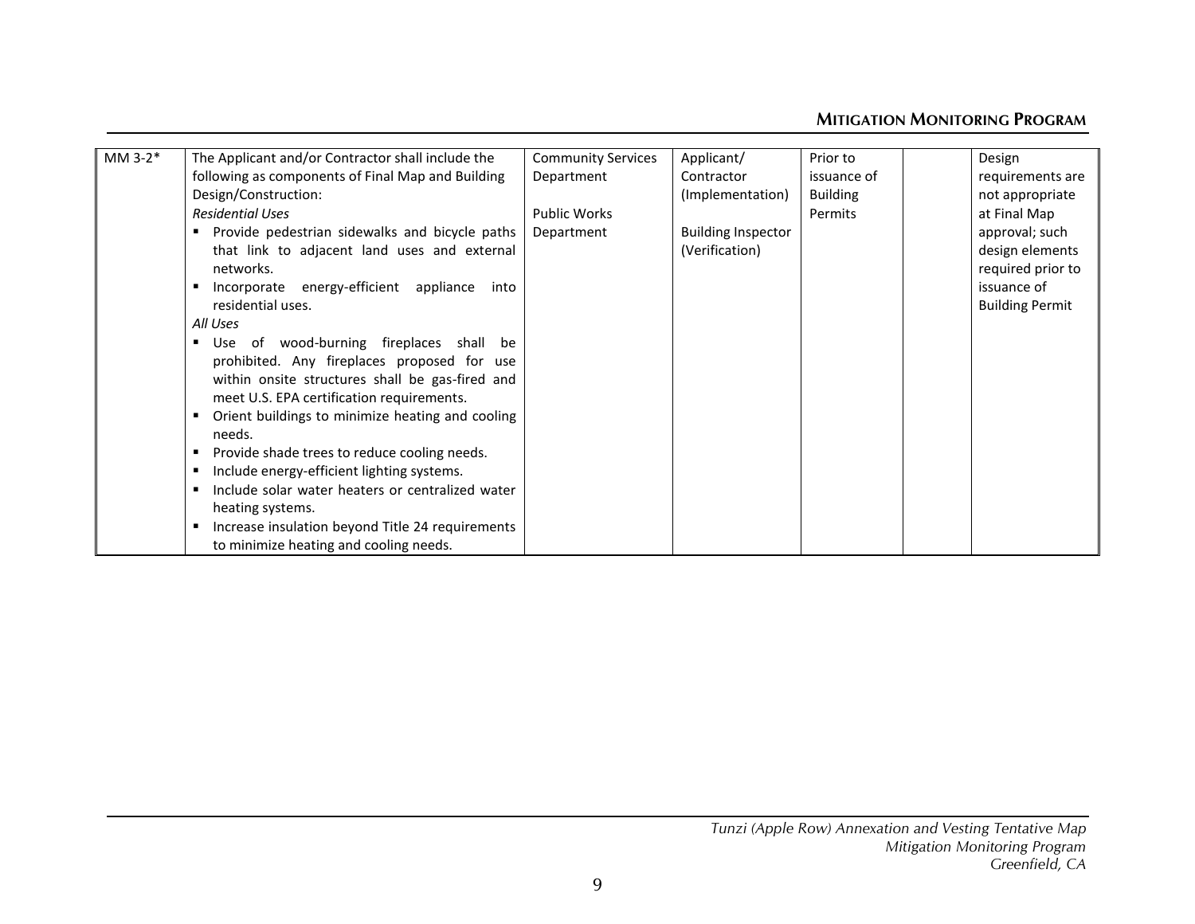| MM 3-2* | The Applicant and/or Contractor shall include the following as components of Final Map and Building Design/Construction:<br>*Residential Uses*<br>▪ Provide pedestrian sidewalks and bicycle paths that link to adjacent land uses and external networks.<br>▪ Incorporate energy-efficient appliance into residential uses.<br>*All Uses*<br>▪ Use of wood-burning fireplaces shall be prohibited. Any fireplaces proposed for use within onsite structures shall be gas-fired and meet U.S. EPA certification requirements.<br>▪ Orient buildings to minimize heating and cooling needs.<br>▪ Provide shade trees to reduce cooling needs.<br>▪ Include energy-efficient lighting systems.<br>▪ Include solar water heaters or centralized water heating systems.<br>▪ Increase insulation beyond Title 24 requirements to minimize heating and cooling needs. | Community Services Department<br><br>Public Works Department | Applicant/ Contractor (Implementation)<br><br>Building Inspector (Verification) | Prior to issuance of Building Permits | | Design requirements are not appropriate at Final Map approval; such design elements required prior to issuance of Building Permit |
|---|---|---|---|---|---|---|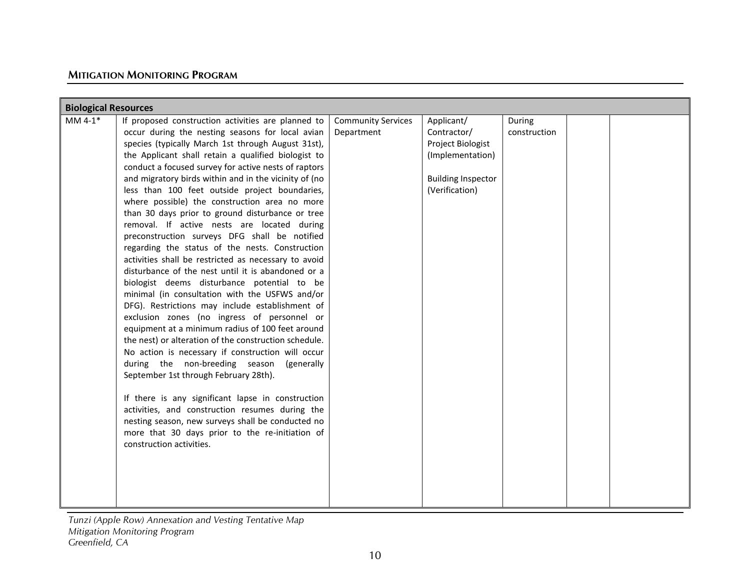## MITIGATION MONITORING PROGRAM

| Biological Resources | | | | | | |
|---|---|---|---|---|---|---|
| MM 4-1* | If proposed construction activities are planned to occur during the nesting seasons for local avian species (typically March 1st through August 31st), the Applicant shall retain a qualified biologist to conduct a focused survey for active nests of raptors and migratory birds within and in the vicinity of (no less than 100 feet outside project boundaries, where possible) the construction area no more than 30 days prior to ground disturbance or tree removal. If active nests are located during preconstruction surveys DFG shall be notified regarding the status of the nests. Construction activities shall be restricted as necessary to avoid disturbance of the nest until it is abandoned or a biologist deems disturbance potential to be minimal (in consultation with the USFWS and/or DFG). Restrictions may include establishment of exclusion zones (no ingress of personnel or equipment at a minimum radius of 100 feet around the nest) or alteration of the construction schedule. No action is necessary if construction will occur during the non-breeding season (generally September 1st through February 28th).<br><br>If there is any significant lapse in construction activities, and construction resumes during the nesting season, new surveys shall be conducted no more that 30 days prior to the re-initiation of construction activities. | Community Services Department | Applicant/ Contractor/ Project Biologist (Implementation)<br><br>Building Inspector (Verification) | During construction | | |

*Tunzi (Apple Row) Annexation and Vesting Tentative Map*
*Mitigation Monitoring Program*
*Greenfield, CA*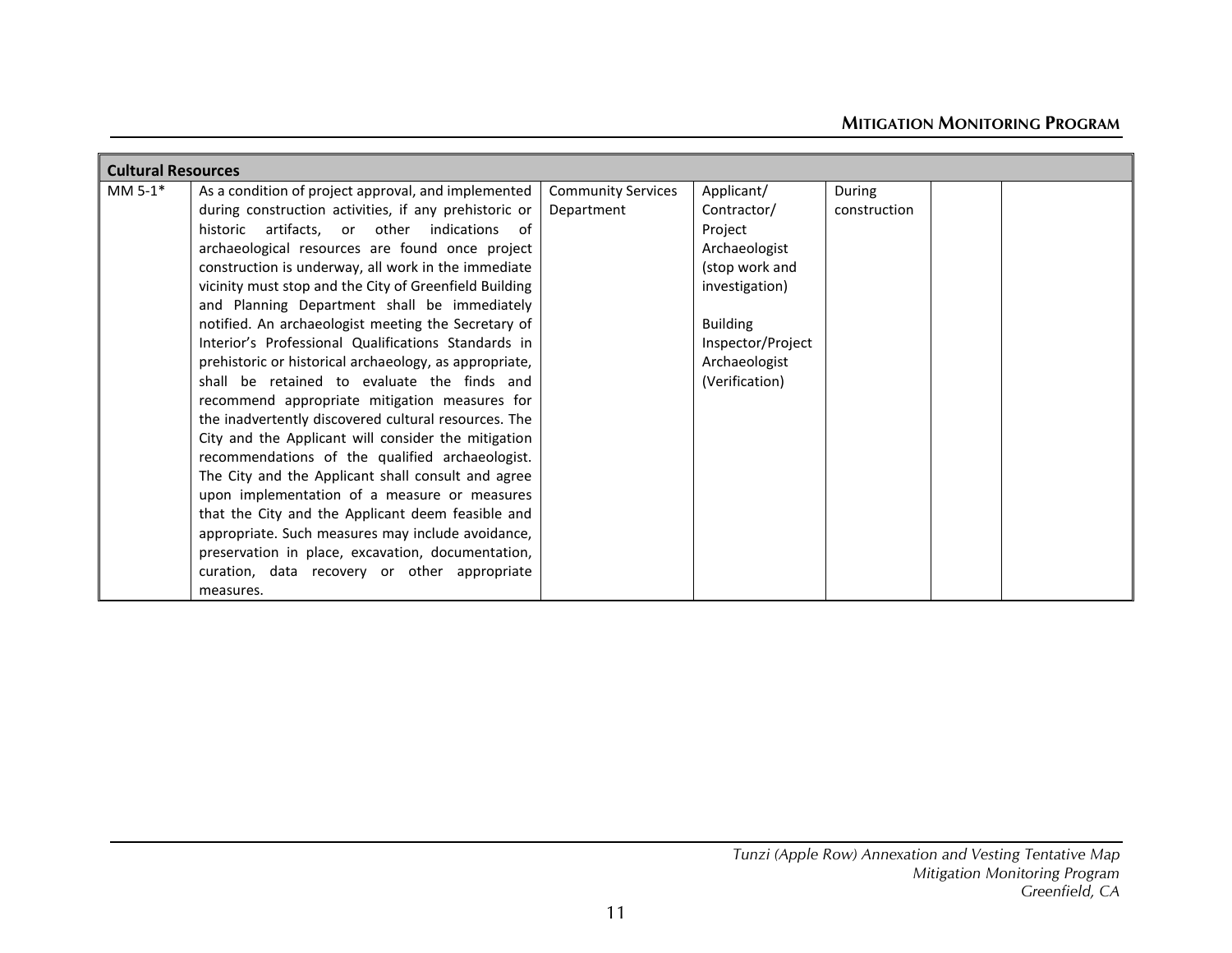| Cultural Resources | | | | | | |
|---|---|---|---|---|---|---|
| MM 5-1* | As a condition of project approval, and implemented during construction activities, if any prehistoric or historic artifacts, or other indications of archaeological resources are found once project construction is underway, all work in the immediate vicinity must stop and the City of Greenfield Building and Planning Department shall be immediately notified. An archaeologist meeting the Secretary of Interior's Professional Qualifications Standards in prehistoric or historical archaeology, as appropriate, shall be retained to evaluate the finds and recommend appropriate mitigation measures for the inadvertently discovered cultural resources. The City and the Applicant will consider the mitigation recommendations of the qualified archaeologist. The City and the Applicant shall consult and agree upon implementation of a measure or measures that the City and the Applicant deem feasible and appropriate. Such measures may include avoidance, preservation in place, excavation, documentation, curation, data recovery or other appropriate measures. | Community Services Department | Applicant/ Contractor/ Project Archaeologist (stop work and investigation)<br><br>Building Inspector/Project Archaeologist (Verification) | During construction | | |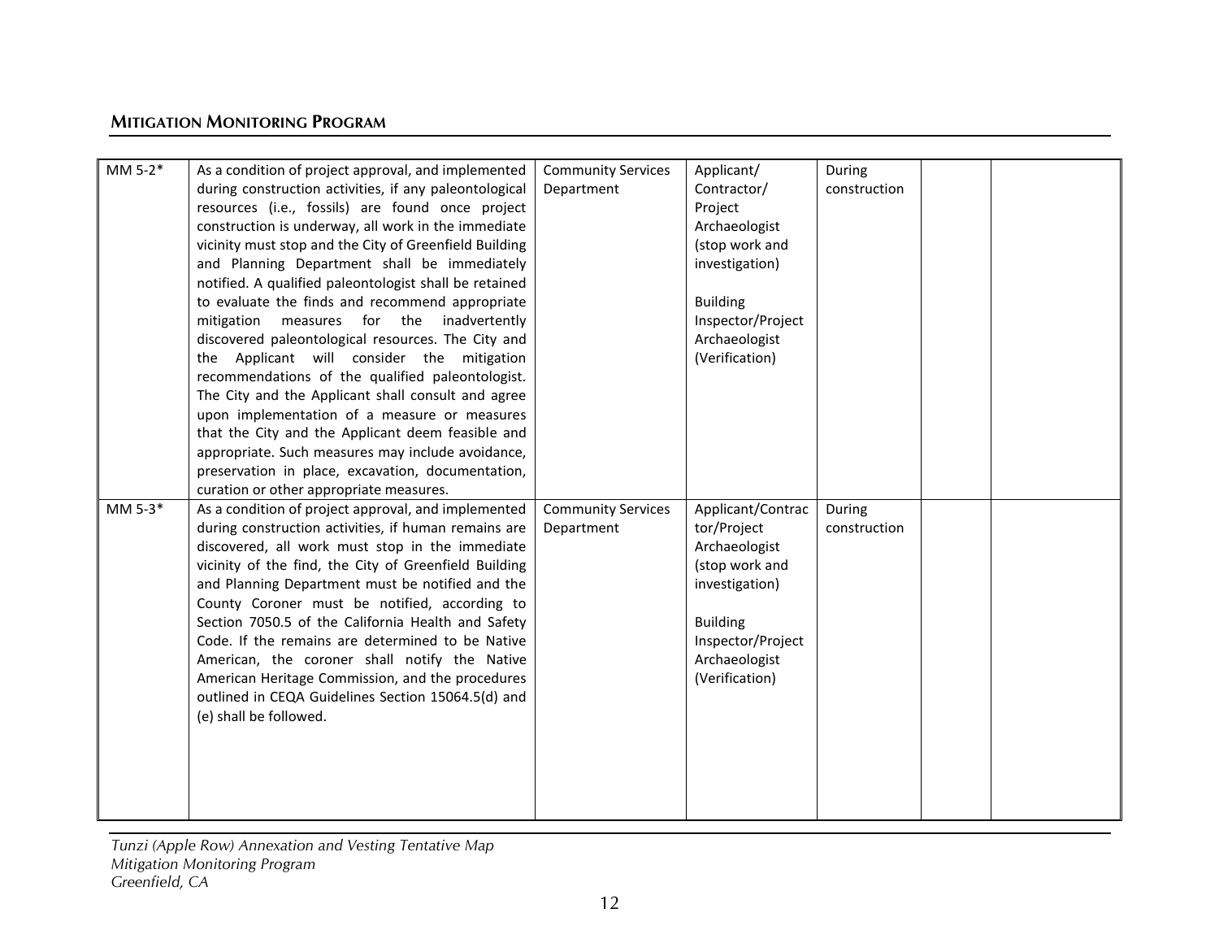| MM 5-2* | As a condition of project approval, and implemented during construction activities, if any paleontological resources (i.e., fossils) are found once project construction is underway, all work in the immediate vicinity must stop and the City of Greenfield Building and Planning Department shall be immediately notified. A qualified paleontologist shall be retained to evaluate the finds and recommend appropriate mitigation measures for the inadvertently discovered paleontological resources. The City and the Applicant will consider the mitigation recommendations of the qualified paleontologist. The City and the Applicant shall consult and agree upon implementation of a measure or measures that the City and the Applicant deem feasible and appropriate. Such measures may include avoidance, preservation in place, excavation, documentation, curation or other appropriate measures. | Community Services Department | Applicant/ Contractor/ Project Archaeologist (stop work and investigation)<br><br>Building Inspector/Project Archaeologist (Verification) | During construction | | |
|---|---|---|---|---|---|---|
| MM 5-3* | As a condition of project approval, and implemented during construction activities, if human remains are discovered, all work must stop in the immediate vicinity of the find, the City of Greenfield Building and Planning Department must be notified and the County Coroner must be notified, according to Section 7050.5 of the California Health and Safety Code. If the remains are determined to be Native American, the coroner shall notify the Native American Heritage Commission, and the procedures outlined in CEQA Guidelines Section 15064.5(d) and (e) shall be followed. | Community Services Department | Applicant/Contractor/Project Archaeologist (stop work and investigation)<br><br>Building Inspector/Project Archaeologist (Verification) | During construction | | |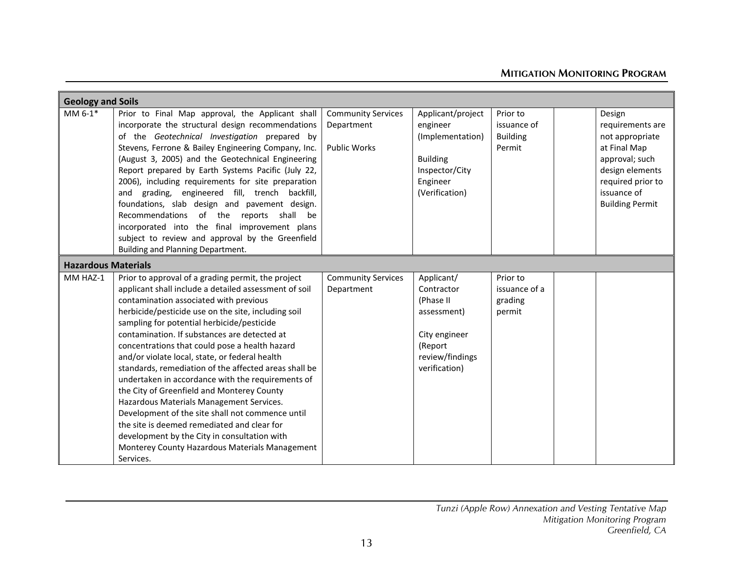| | | | | | | |
|---|---|---|---|---|---|---|
| **Geology and Soils** | | | | | | |
| MM 6-1* | Prior to Final Map approval, the Applicant shall incorporate the structural design recommendations of the *Geotechnical Investigation* prepared by Stevens, Ferrone & Bailey Engineering Company, Inc. (August 3, 2005) and the Geotechnical Engineering Report prepared by Earth Systems Pacific (July 22, 2006), including requirements for site preparation and grading, engineered fill, trench backfill, foundations, slab design and pavement design. Recommendations of the reports shall be incorporated into the final improvement plans subject to review and approval by the Greenfield Building and Planning Department. | Community Services Department<br><br>Public Works | Applicant/project engineer (Implementation)<br><br>Building Inspector/City Engineer (Verification) | Prior to issuance of Building Permit | | Design requirements are not appropriate at Final Map approval; such design elements required prior to issuance of Building Permit |
| **Hazardous Materials** | | | | | | |
| MM HAZ-1 | Prior to approval of a grading permit, the project applicant shall include a detailed assessment of soil contamination associated with previous herbicide/pesticide use on the site, including soil sampling for potential herbicide/pesticide contamination. If substances are detected at concentrations that could pose a health hazard and/or violate local, state, or federal health standards, remediation of the affected areas shall be undertaken in accordance with the requirements of the City of Greenfield and Monterey County Hazardous Materials Management Services. Development of the site shall not commence until the site is deemed remediated and clear for development by the City in consultation with Monterey County Hazardous Materials Management Services. | Community Services Department | Applicant/ Contractor (Phase II assessment)<br><br>City engineer (Report review/findings verification) | Prior to issuance of a grading permit | | |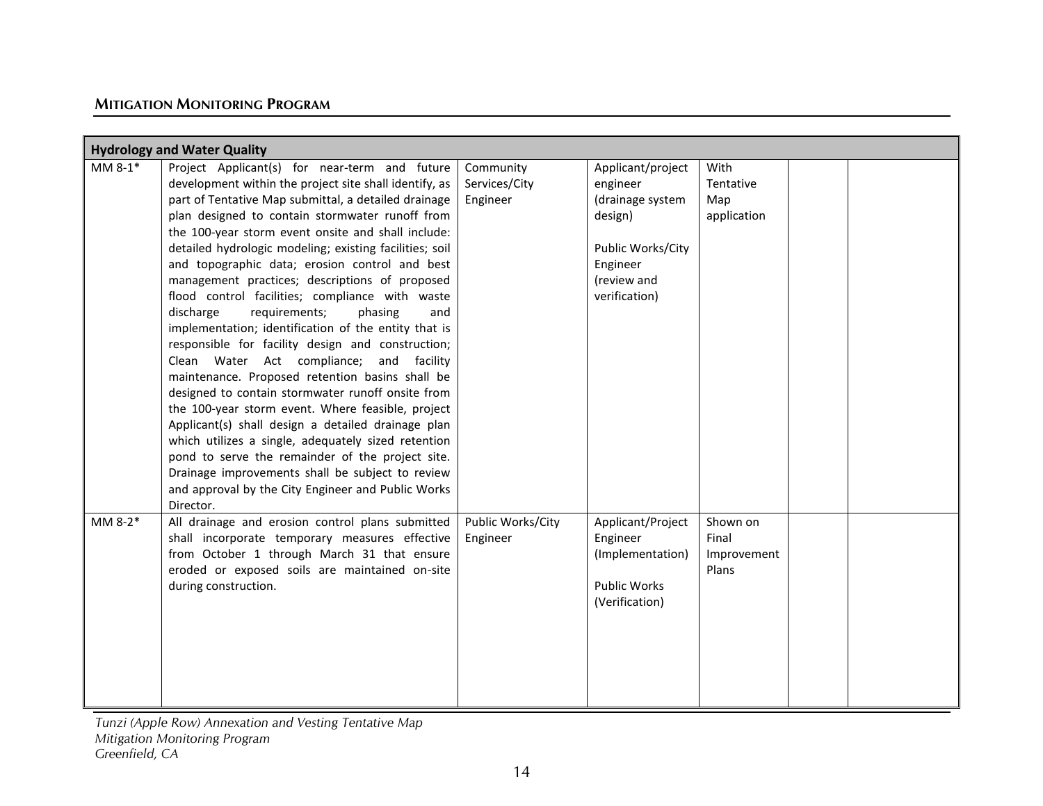## Mitigation Monitoring Program

| Hydrology and Water Quality | | | | | | |
|---|---|---|---|---|---|---|
| MM 8-1* | Project Applicant(s) for near-term and future development within the project site shall identify, as part of Tentative Map submittal, a detailed drainage plan designed to contain stormwater runoff from the 100-year storm event onsite and shall include: detailed hydrologic modeling; existing facilities; soil and topographic data; erosion control and best management practices; descriptions of proposed flood control facilities; compliance with waste discharge requirements; phasing and implementation; identification of the entity that is responsible for facility design and construction; Clean Water Act compliance; and facility maintenance. Proposed retention basins shall be designed to contain stormwater runoff onsite from the 100-year storm event. Where feasible, project Applicant(s) shall design a detailed drainage plan which utilizes a single, adequately sized retention pond to serve the remainder of the project site. Drainage improvements shall be subject to review and approval by the City Engineer and Public Works Director. | Community Services/City Engineer | Applicant/project engineer (drainage system design)<br><br>Public Works/City Engineer (review and verification) | With Tentative Map application | | |
| MM 8-2* | All drainage and erosion control plans submitted shall incorporate temporary measures effective from October 1 through March 31 that ensure eroded or exposed soils are maintained on-site during construction. | Public Works/City Engineer | Applicant/Project Engineer (Implementation)<br><br>Public Works (Verification) | Shown on Final Improvement Plans | | |

*Tunzi (Apple Row) Annexation and Vesting Tentative Map*
*Mitigation Monitoring Program*
*Greenfield, CA*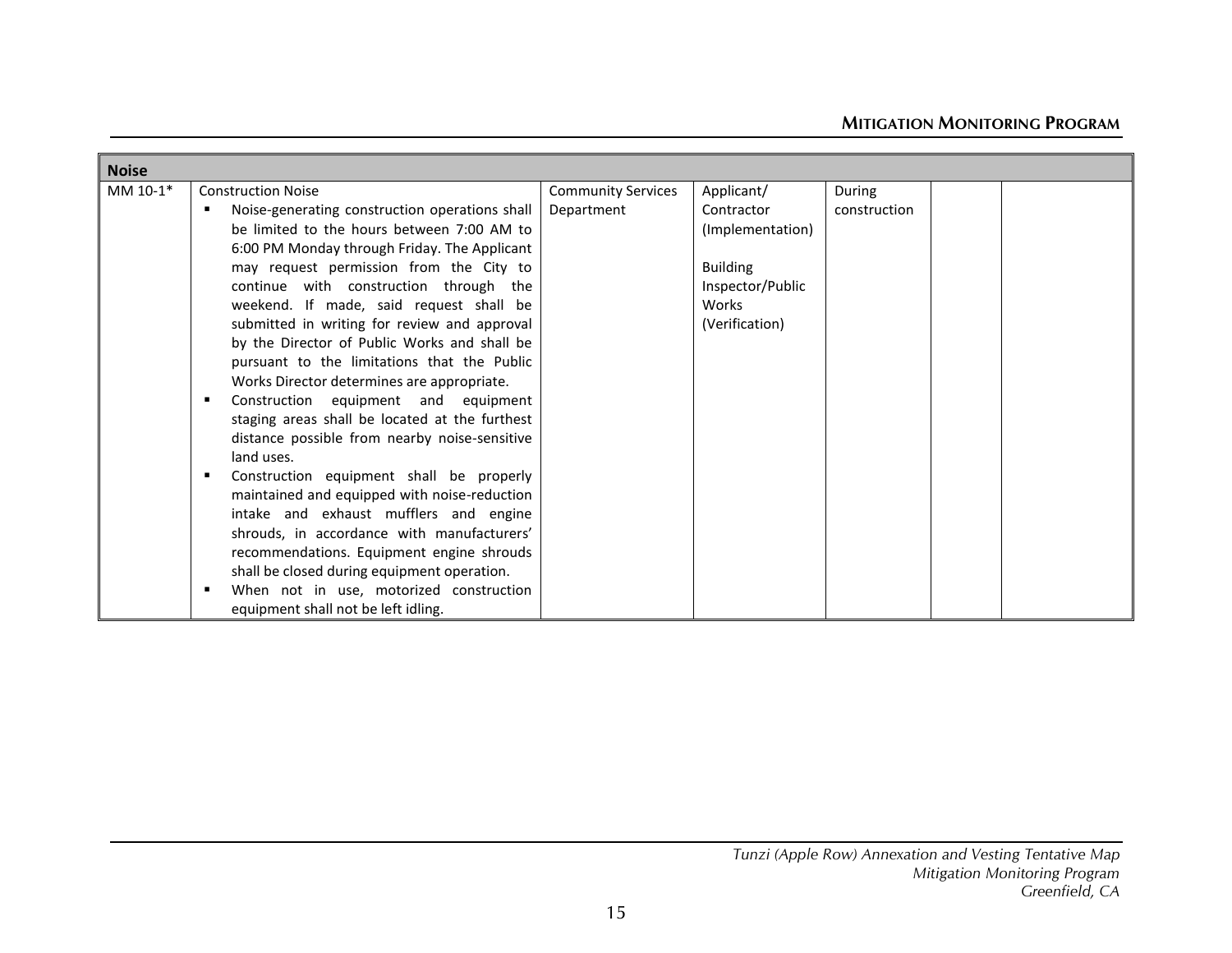| Noise | | | | | | |
|---|---|---|---|---|---|---|
| MM 10-1* | Construction Noise<br>▪ Noise-generating construction operations shall be limited to the hours between 7:00 AM to 6:00 PM Monday through Friday. The Applicant may request permission from the City to continue with construction through the weekend. If made, said request shall be submitted in writing for review and approval by the Director of Public Works and shall be pursuant to the limitations that the Public Works Director determines are appropriate.<br>▪ Construction equipment and equipment staging areas shall be located at the furthest distance possible from nearby noise-sensitive land uses.<br>▪ Construction equipment shall be properly maintained and equipped with noise-reduction intake and exhaust mufflers and engine shrouds, in accordance with manufacturers' recommendations. Equipment engine shrouds shall be closed during equipment operation.<br>▪ When not in use, motorized construction equipment shall not be left idling. | Community Services Department | Applicant/ Contractor (Implementation)<br><br>Building Inspector/Public Works (Verification) | During construction | | |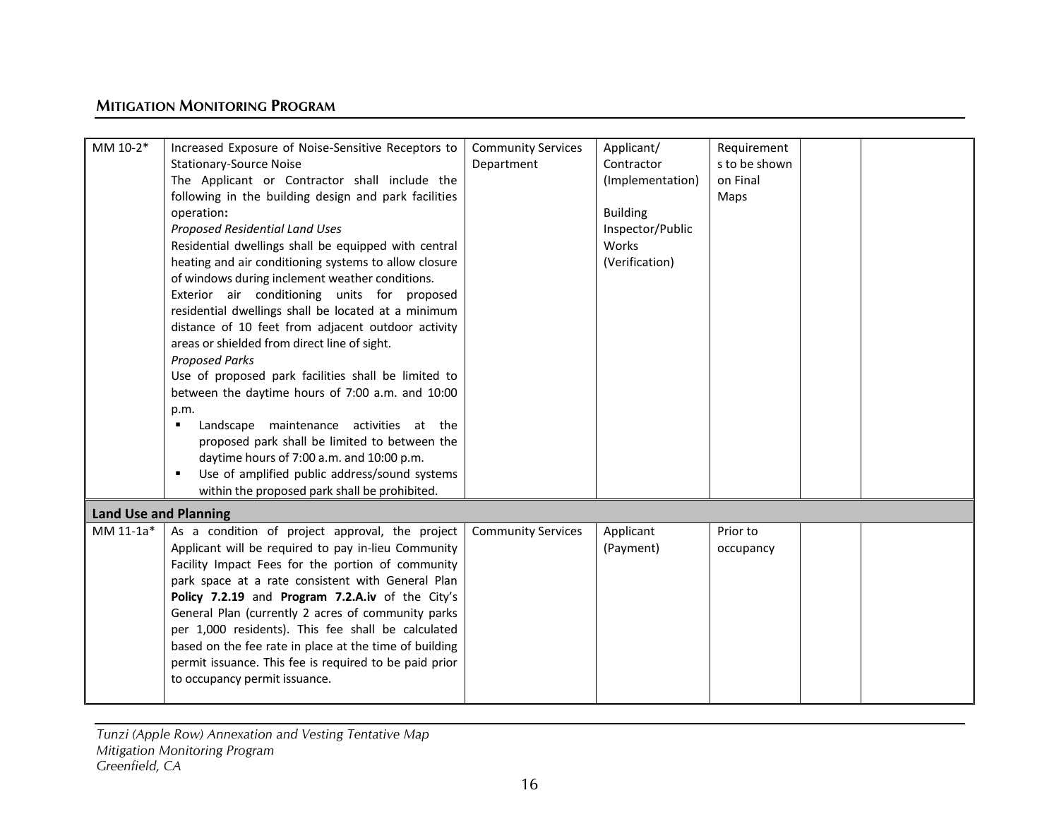| | | | | | | |
|---|---|---|---|---|---|---|
| MM 10-2* | Increased Exposure of Noise-Sensitive Receptors to Stationary-Source Noise<br>The Applicant or Contractor shall include the following in the building design and park facilities operation**:**<br>*Proposed Residential Land Uses*<br>Residential dwellings shall be equipped with central heating and air conditioning systems to allow closure of windows during inclement weather conditions.<br>Exterior air conditioning units for proposed residential dwellings shall be located at a minimum distance of 10 feet from adjacent outdoor activity areas or shielded from direct line of sight.<br>*Proposed Parks*<br>Use of proposed park facilities shall be limited to between the daytime hours of 7:00 a.m. and 10:00 p.m.<br>▪ Landscape maintenance activities at the proposed park shall be limited to between the daytime hours of 7:00 a.m. and 10:00 p.m.<br>▪ Use of amplified public address/sound systems within the proposed park shall be prohibited. | Community Services Department | Applicant/ Contractor (Implementation)<br><br>Building Inspector/Public Works (Verification) | Requirements to be shown on Final Maps | | |
| **Land Use and Planning** | | | | | | |
| MM 11-1a* | As a condition of project approval, the project Applicant will be required to pay in-lieu Community Facility Impact Fees for the portion of community park space at a rate consistent with General Plan **Policy 7.2.19** and **Program 7.2.A.iv** of the City's General Plan (currently 2 acres of community parks per 1,000 residents). This fee shall be calculated based on the fee rate in place at the time of building permit issuance. This fee is required to be paid prior to occupancy permit issuance. | Community Services | Applicant (Payment) | Prior to occupancy | | |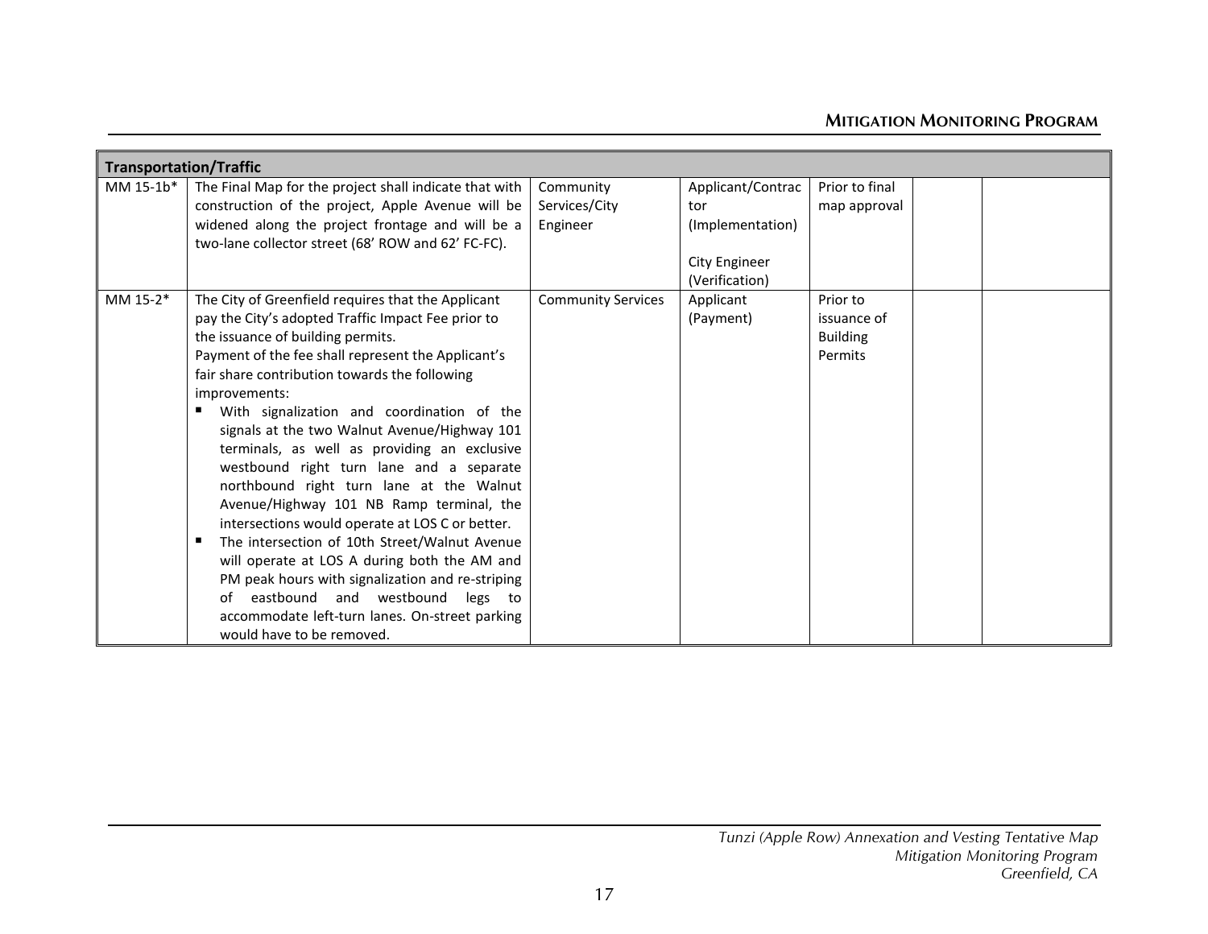| Transportation/Traffic | | | | | | |
|---|---|---|---|---|---|---|
| MM 15-1b* | The Final Map for the project shall indicate that with construction of the project, Apple Avenue will be widened along the project frontage and will be a two-lane collector street (68' ROW and 62' FC-FC). | Community Services/City Engineer | Applicant/Contractor (Implementation)<br><br>City Engineer (Verification) | Prior to final map approval | | |
| MM 15-2* | The City of Greenfield requires that the Applicant pay the City's adopted Traffic Impact Fee prior to the issuance of building permits.<br>Payment of the fee shall represent the Applicant's fair share contribution towards the following improvements:<br>▪ With signalization and coordination of the signals at the two Walnut Avenue/Highway 101 terminals, as well as providing an exclusive westbound right turn lane and a separate northbound right turn lane at the Walnut Avenue/Highway 101 NB Ramp terminal, the intersections would operate at LOS C or better.<br>▪ The intersection of 10th Street/Walnut Avenue will operate at LOS A during both the AM and PM peak hours with signalization and re-striping of eastbound and westbound legs to accommodate left-turn lanes. On-street parking would have to be removed. | Community Services | Applicant (Payment) | Prior to issuance of Building Permits | | |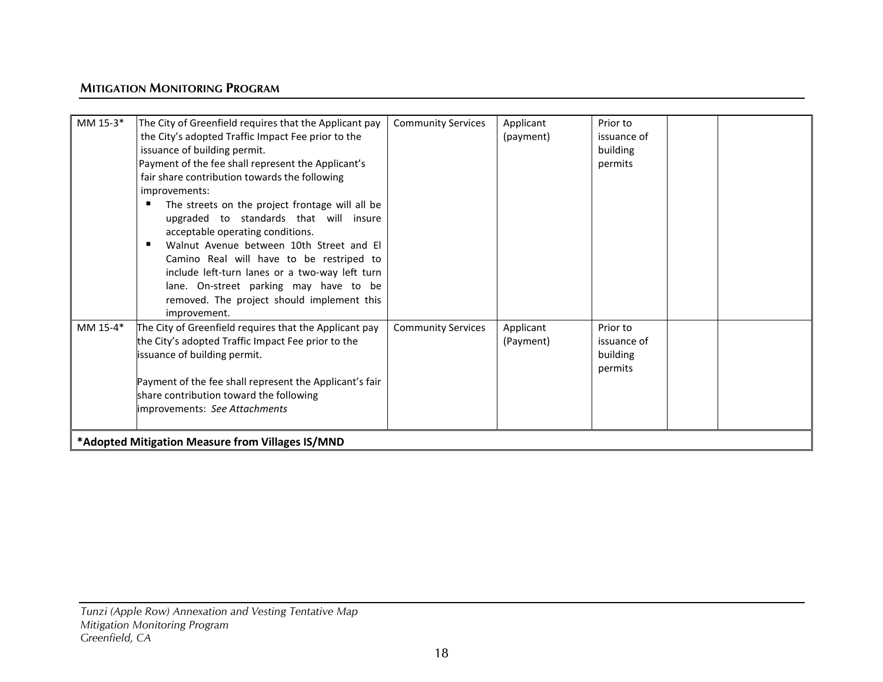| MM 15-3* | The City of Greenfield requires that the Applicant pay the City's adopted Traffic Impact Fee prior to the issuance of building permit.<br>Payment of the fee shall represent the Applicant's fair share contribution towards the following improvements:<br>▪ The streets on the project frontage will all be upgraded to standards that will insure acceptable operating conditions.<br>▪ Walnut Avenue between 10th Street and El Camino Real will have to be restriped to include left-turn lanes or a two-way left turn lane. On-street parking may have to be removed. The project should implement this improvement. | Community Services | Applicant (payment) | Prior to issuance of building permits | | |
|---|---|---|---|---|---|---|
| MM 15-4* | The City of Greenfield requires that the Applicant pay the City's adopted Traffic Impact Fee prior to the issuance of building permit.<br><br>Payment of the fee shall represent the Applicant's fair share contribution toward the following improvements: *See Attachments* | Community Services | Applicant (Payment) | Prior to issuance of building permits | | |
| **\*Adopted Mitigation Measure from Villages IS/MND** | | | | | | |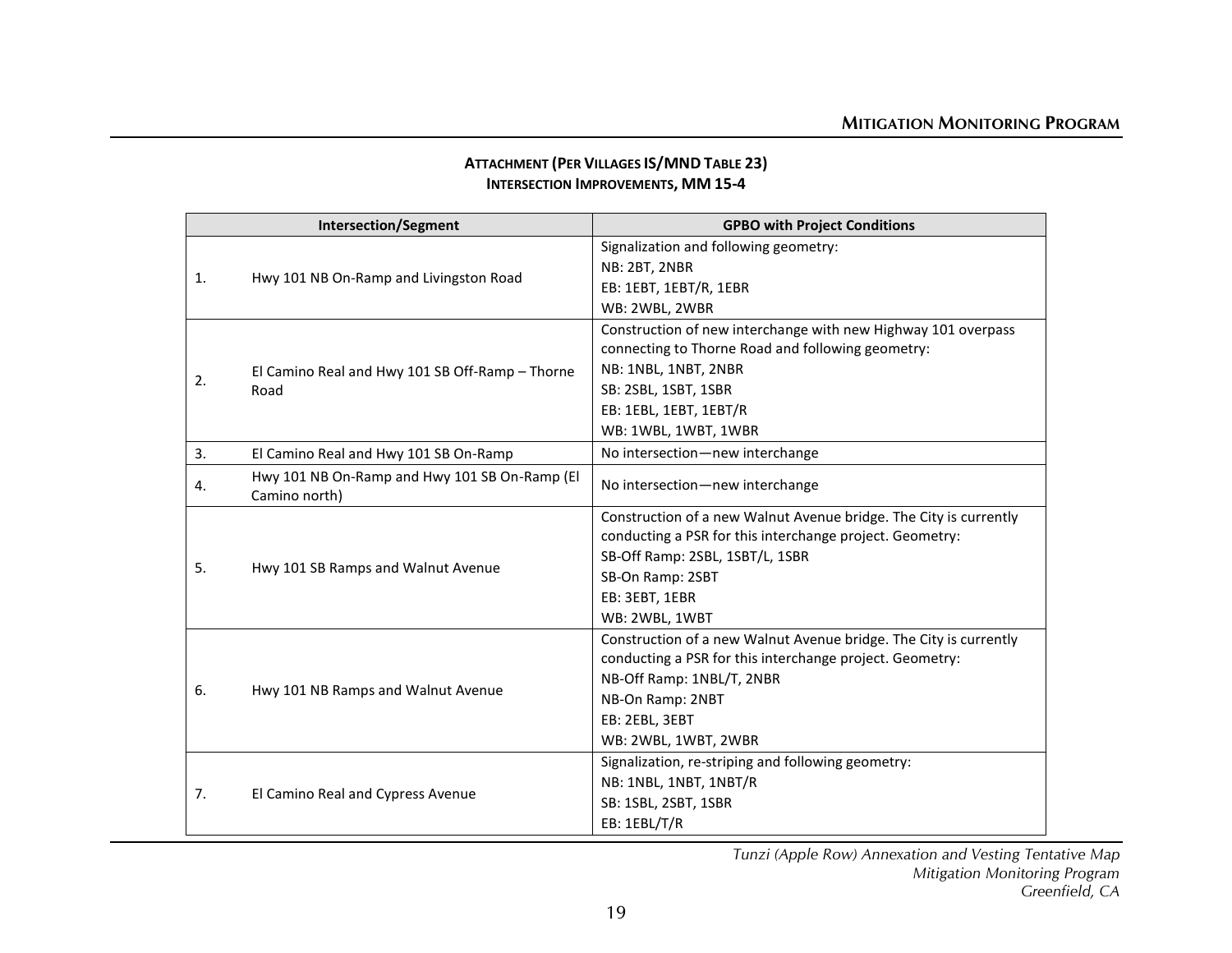**ATTACHMENT (PER VILLAGES IS/MND TABLE 23)**
**INTERSECTION IMPROVEMENTS, MM 15-4**

| Intersection/Segment | | GPBO with Project Conditions |
|---|---|---|
| 1. | Hwy 101 NB On-Ramp and Livingston Road | Signalization and following geometry:<br>NB: 2BT, 2NBR<br>EB: 1EBT, 1EBT/R, 1EBR<br>WB: 2WBL, 2WBR |
| 2. | El Camino Real and Hwy 101 SB Off-Ramp – Thorne Road | Construction of new interchange with new Highway 101 overpass connecting to Thorne Road and following geometry:<br>NB: 1NBL, 1NBT, 2NBR<br>SB: 2SBL, 1SBT, 1SBR<br>EB: 1EBL, 1EBT, 1EBT/R<br>WB: 1WBL, 1WBT, 1WBR |
| 3. | El Camino Real and Hwy 101 SB On-Ramp | No intersection—new interchange |
| 4. | Hwy 101 NB On-Ramp and Hwy 101 SB On-Ramp (El Camino north) | No intersection—new interchange |
| 5. | Hwy 101 SB Ramps and Walnut Avenue | Construction of a new Walnut Avenue bridge. The City is currently conducting a PSR for this interchange project. Geometry:<br>SB-Off Ramp: 2SBL, 1SBT/L, 1SBR<br>SB-On Ramp: 2SBT<br>EB: 3EBT, 1EBR<br>WB: 2WBL, 1WBT |
| 6. | Hwy 101 NB Ramps and Walnut Avenue | Construction of a new Walnut Avenue bridge. The City is currently conducting a PSR for this interchange project. Geometry:<br>NB-Off Ramp: 1NBL/T, 2NBR<br>NB-On Ramp: 2NBT<br>EB: 2EBL, 3EBT<br>WB: 2WBL, 1WBT, 2WBR |
| 7. | El Camino Real and Cypress Avenue | Signalization, re-striping and following geometry:<br>NB: 1NBL, 1NBT, 1NBT/R<br>SB: 1SBL, 2SBT, 1SBR<br>EB: 1EBL/T/R |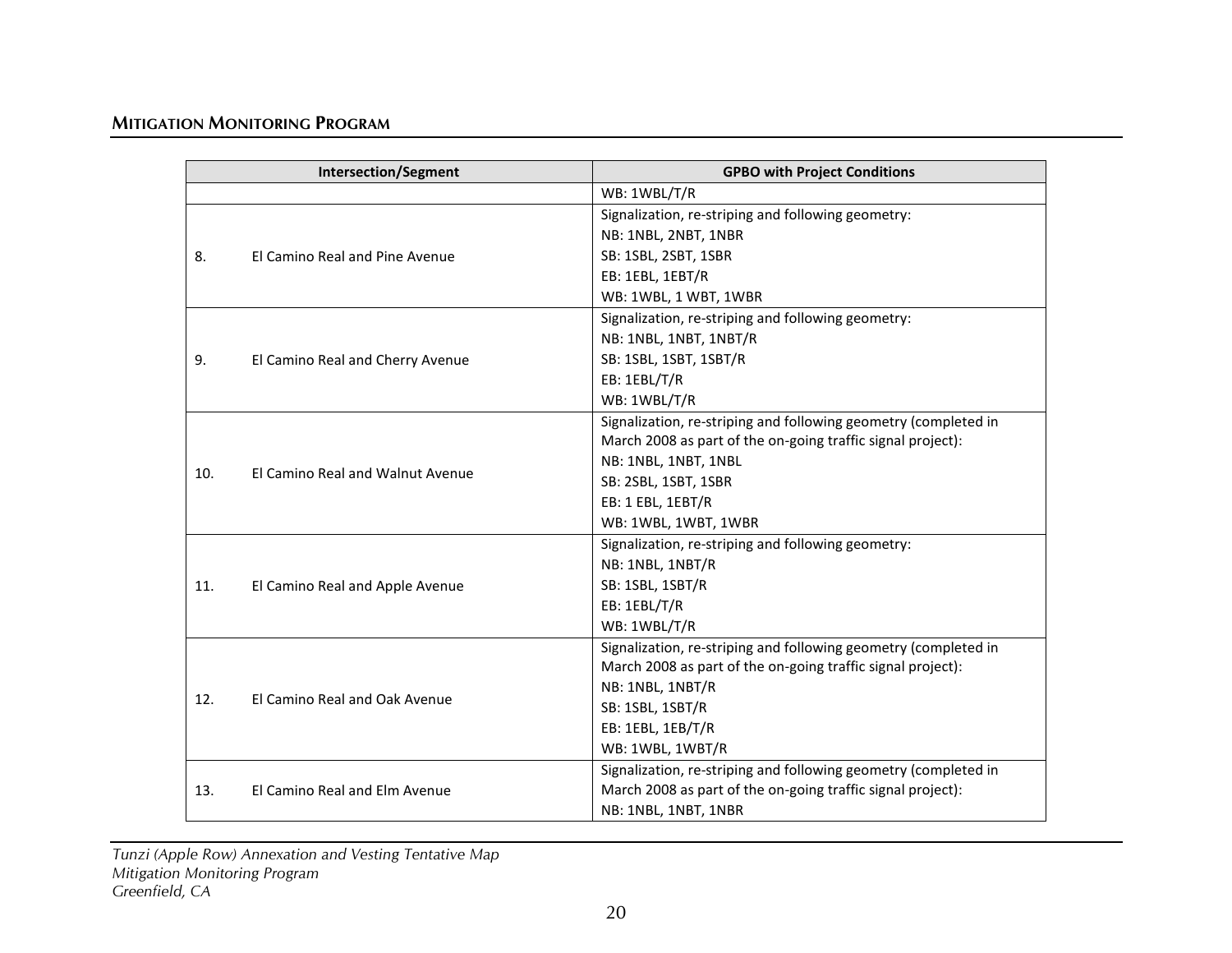| Intersection/Segment | GPBO with Project Conditions |
|---|---|
| | WB: 1WBL/T/R |
| 8. El Camino Real and Pine Avenue | Signalization, re-striping and following geometry:<br>NB: 1NBL, 2NBT, 1NBR<br>SB: 1SBL, 2SBT, 1SBR<br>EB: 1EBL, 1EBT/R<br>WB: 1WBL, 1 WBT, 1WBR |
| 9. El Camino Real and Cherry Avenue | Signalization, re-striping and following geometry:<br>NB: 1NBL, 1NBT, 1NBT/R<br>SB: 1SBL, 1SBT, 1SBT/R<br>EB: 1EBL/T/R<br>WB: 1WBL/T/R |
| 10. El Camino Real and Walnut Avenue | Signalization, re-striping and following geometry (completed in March 2008 as part of the on-going traffic signal project):<br>NB: 1NBL, 1NBT, 1NBL<br>SB: 2SBL, 1SBT, 1SBR<br>EB: 1 EBL, 1EBT/R<br>WB: 1WBL, 1WBT, 1WBR |
| 11. El Camino Real and Apple Avenue | Signalization, re-striping and following geometry:<br>NB: 1NBL, 1NBT/R<br>SB: 1SBL, 1SBT/R<br>EB: 1EBL/T/R<br>WB: 1WBL/T/R |
| 12. El Camino Real and Oak Avenue | Signalization, re-striping and following geometry (completed in March 2008 as part of the on-going traffic signal project):<br>NB: 1NBL, 1NBT/R<br>SB: 1SBL, 1SBT/R<br>EB: 1EBL, 1EB/T/R<br>WB: 1WBL, 1WBT/R |
| 13. El Camino Real and Elm Avenue | Signalization, re-striping and following geometry (completed in March 2008 as part of the on-going traffic signal project):<br>NB: 1NBL, 1NBT, 1NBR |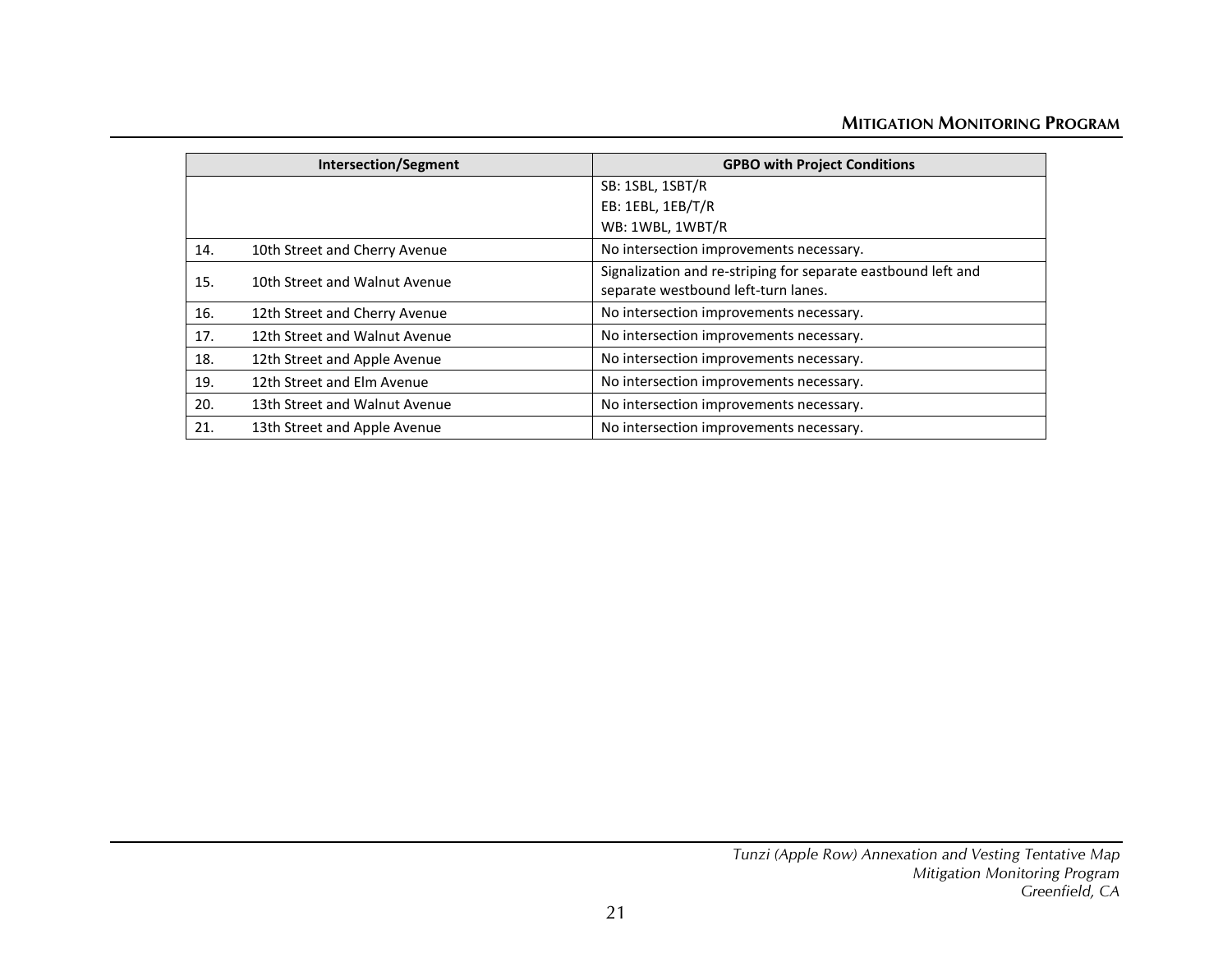| Intersection/Segment | GPBO with Project Conditions |
|---|---|
| | SB: 1SBL, 1SBT/R<br>EB: 1EBL, 1EB/T/R<br>WB: 1WBL, 1WBT/R |
| 14. 10th Street and Cherry Avenue | No intersection improvements necessary. |
| 15. 10th Street and Walnut Avenue | Signalization and re-striping for separate eastbound left and separate westbound left-turn lanes. |
| 16. 12th Street and Cherry Avenue | No intersection improvements necessary. |
| 17. 12th Street and Walnut Avenue | No intersection improvements necessary. |
| 18. 12th Street and Apple Avenue | No intersection improvements necessary. |
| 19. 12th Street and Elm Avenue | No intersection improvements necessary. |
| 20. 13th Street and Walnut Avenue | No intersection improvements necessary. |
| 21. 13th Street and Apple Avenue | No intersection improvements necessary. |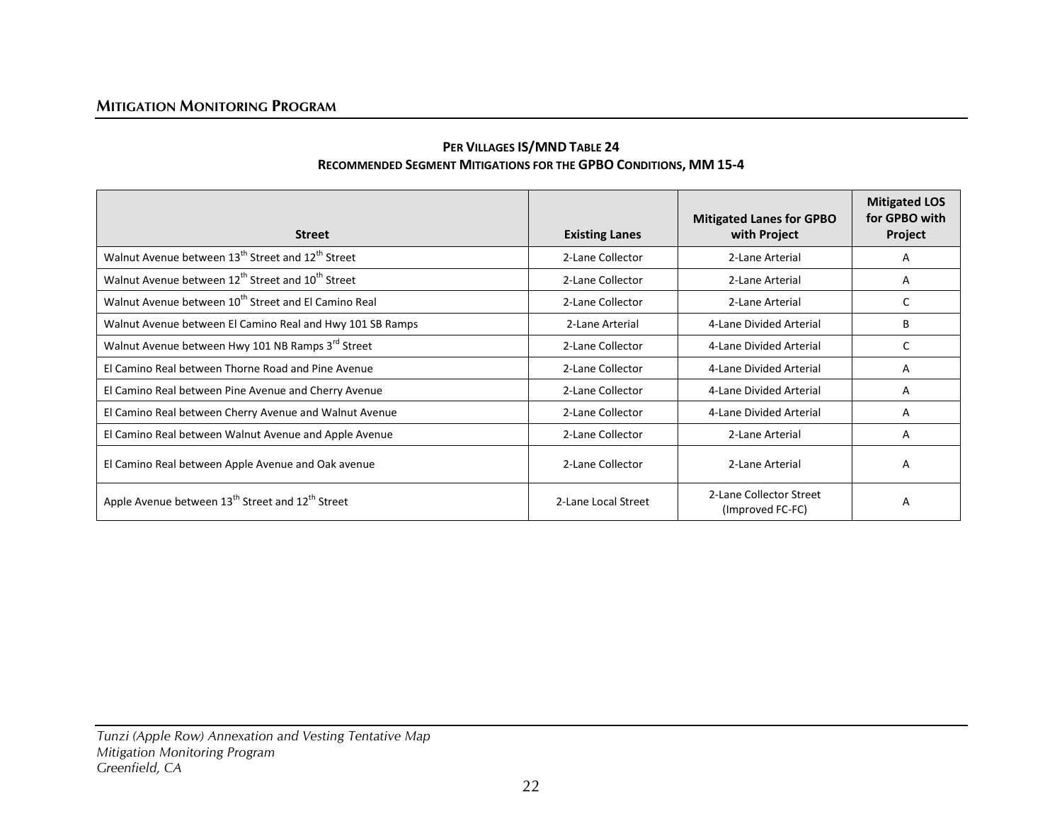**Per Villages IS/MND Table 24**
**Recommended Segment Mitigations for the GPBO Conditions, MM 15-4**

| Street | Existing Lanes | Mitigated Lanes for GPBO with Project | Mitigated LOS for GPBO with Project |
|---|---|---|---|
| Walnut Avenue between 13th Street and 12th Street | 2-Lane Collector | 2-Lane Arterial | A |
| Walnut Avenue between 12th Street and 10th Street | 2-Lane Collector | 2-Lane Arterial | A |
| Walnut Avenue between 10th Street and El Camino Real | 2-Lane Collector | 2-Lane Arterial | C |
| Walnut Avenue between El Camino Real and Hwy 101 SB Ramps | 2-Lane Arterial | 4-Lane Divided Arterial | B |
| Walnut Avenue between Hwy 101 NB Ramps 3rd Street | 2-Lane Collector | 4-Lane Divided Arterial | C |
| El Camino Real between Thorne Road and Pine Avenue | 2-Lane Collector | 4-Lane Divided Arterial | A |
| El Camino Real between Pine Avenue and Cherry Avenue | 2-Lane Collector | 4-Lane Divided Arterial | A |
| El Camino Real between Cherry Avenue and Walnut Avenue | 2-Lane Collector | 4-Lane Divided Arterial | A |
| El Camino Real between Walnut Avenue and Apple Avenue | 2-Lane Collector | 2-Lane Arterial | A |
| El Camino Real between Apple Avenue and Oak avenue | 2-Lane Collector | 2-Lane Arterial | A |
| Apple Avenue between 13th Street and 12th Street | 2-Lane Local Street | 2-Lane Collector Street (Improved FC-FC) | A |